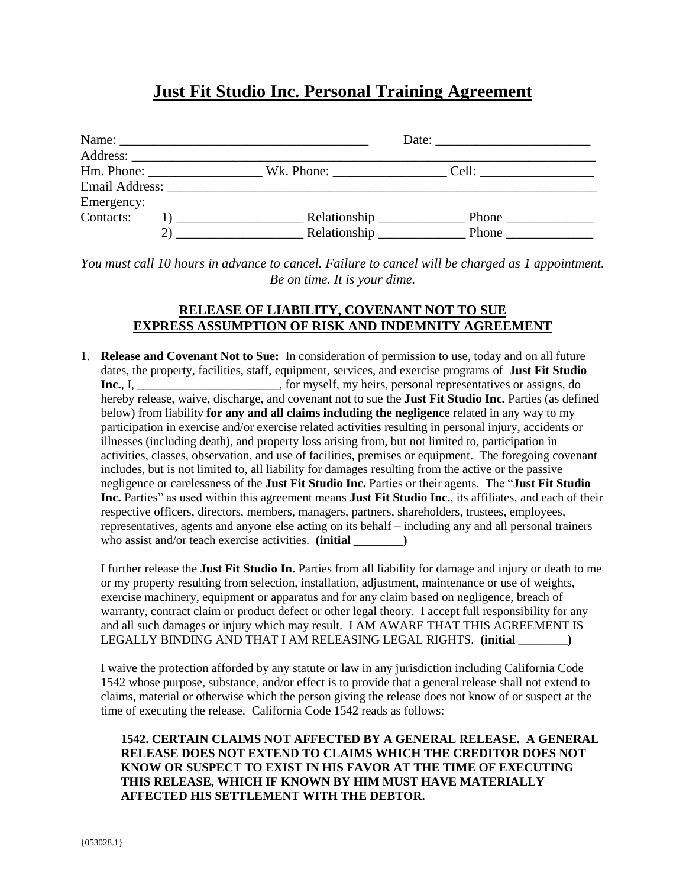# Just Fit Studio Inc. Personal Training Agreement

Name: _____________________________________ Date: _______________________

Address: ______________________________________________________________________

Hm. Phone: _________________ Wk. Phone: _________________ Cell: _________________

Email Address: _________________________________________________________________

Emergency:

Contacts: 1) ___________________ Relationship _____________ Phone _____________

2) ___________________ Relationship _____________ Phone _____________

*You must call 10 hours in advance to cancel. Failure to cancel will be charged as 1 appointment. Be on time. It is your dime.*

**RELEASE OF LIABILITY, COVENANT NOT TO SUE**
**EXPRESS ASSUMPTION OF RISK AND INDEMNITY AGREEMENT**

1. **Release and Covenant Not to Sue:** In consideration of permission to use, today and on all future dates, the property, facilities, staff, equipment, services, and exercise programs of **Just Fit Studio Inc.**, I, _______________________, for myself, my heirs, personal representatives or assigns, do hereby release, waive, discharge, and covenant not to sue the **Just Fit Studio Inc.** Parties (as defined below) from liability **for any and all claims including the negligence** related in any way to my participation in exercise and/or exercise related activities resulting in personal injury, accidents or illnesses (including death), and property loss arising from, but not limited to, participation in activities, classes, observation, and use of facilities, premises or equipment. The foregoing covenant includes, but is not limited to, all liability for damages resulting from the active or the passive negligence or carelessness of the **Just Fit Studio Inc.** Parties or their agents. The "**Just Fit Studio Inc.** Parties" as used within this agreement means **Just Fit Studio Inc.**, its affiliates, and each of their respective officers, directors, members, managers, partners, shareholders, trustees, employees, representatives, agents and anyone else acting on its behalf – including any and all personal trainers who assist and/or teach exercise activities. **(initial ________)**

   I further release the **Just Fit Studio In.** Parties from all liability for damage and injury or death to me or my property resulting from selection, installation, adjustment, maintenance or use of weights, exercise machinery, equipment or apparatus and for any claim based on negligence, breach of warranty, contract claim or product defect or other legal theory. I accept full responsibility for any and all such damages or injury which may result. I AM AWARE THAT THIS AGREEMENT IS LEGALLY BINDING AND THAT I AM RELEASING LEGAL RIGHTS. **(initial ________)**

   I waive the protection afforded by any statute or law in any jurisdiction including California Code 1542 whose purpose, substance, and/or effect is to provide that a general release shall not extend to claims, material or otherwise which the person giving the release does not know of or suspect at the time of executing the release. California Code 1542 reads as follows:

   **1542. CERTAIN CLAIMS NOT AFFECTED BY A GENERAL RELEASE. A GENERAL RELEASE DOES NOT EXTEND TO CLAIMS WHICH THE CREDITOR DOES NOT KNOW OR SUSPECT TO EXIST IN HIS FAVOR AT THE TIME OF EXECUTING THIS RELEASE, WHICH IF KNOWN BY HIM MUST HAVE MATERIALLY AFFECTED HIS SETTLEMENT WITH THE DEBTOR.**

{053028.1}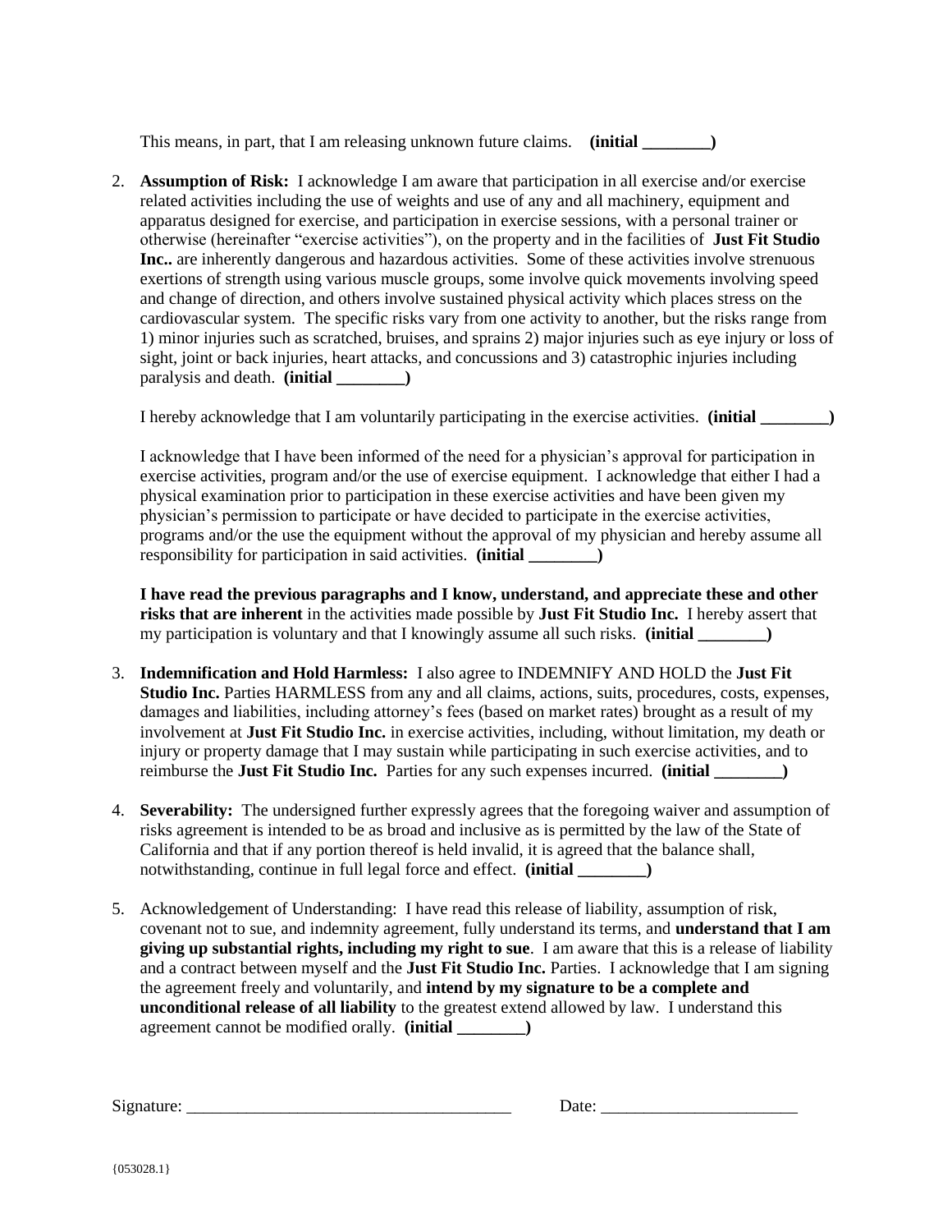This means, in part, that I am releasing unknown future claims. **(initial ________)**

2. **Assumption of Risk:** I acknowledge I am aware that participation in all exercise and/or exercise related activities including the use of weights and use of any and all machinery, equipment and apparatus designed for exercise, and participation in exercise sessions, with a personal trainer or otherwise (hereinafter "exercise activities"), on the property and in the facilities of **Just Fit Studio Inc..** are inherently dangerous and hazardous activities. Some of these activities involve strenuous exertions of strength using various muscle groups, some involve quick movements involving speed and change of direction, and others involve sustained physical activity which places stress on the cardiovascular system. The specific risks vary from one activity to another, but the risks range from 1) minor injuries such as scratched, bruises, and sprains 2) major injuries such as eye injury or loss of sight, joint or back injuries, heart attacks, and concussions and 3) catastrophic injuries including paralysis and death. **(initial ________)**

   I hereby acknowledge that I am voluntarily participating in the exercise activities. **(initial ________)**

   I acknowledge that I have been informed of the need for a physician's approval for participation in exercise activities, program and/or the use of exercise equipment. I acknowledge that either I had a physical examination prior to participation in these exercise activities and have been given my physician's permission to participate or have decided to participate in the exercise activities, programs and/or the use the equipment without the approval of my physician and hereby assume all responsibility for participation in said activities. **(initial ________)**

   **I have read the previous paragraphs and I know, understand, and appreciate these and other risks that are inherent** in the activities made possible by **Just Fit Studio Inc.** I hereby assert that my participation is voluntary and that I knowingly assume all such risks. **(initial ________)**

3. **Indemnification and Hold Harmless:** I also agree to INDEMNIFY AND HOLD the **Just Fit Studio Inc.** Parties HARMLESS from any and all claims, actions, suits, procedures, costs, expenses, damages and liabilities, including attorney's fees (based on market rates) brought as a result of my involvement at **Just Fit Studio Inc.** in exercise activities, including, without limitation, my death or injury or property damage that I may sustain while participating in such exercise activities, and to reimburse the **Just Fit Studio Inc.** Parties for any such expenses incurred. **(initial ________)**

4. **Severability:** The undersigned further expressly agrees that the foregoing waiver and assumption of risks agreement is intended to be as broad and inclusive as is permitted by the law of the State of California and that if any portion thereof is held invalid, it is agreed that the balance shall, notwithstanding, continue in full legal force and effect. **(initial ________)**

5. Acknowledgement of Understanding: I have read this release of liability, assumption of risk, covenant not to sue, and indemnity agreement, fully understand its terms, and **understand that I am giving up substantial rights, including my right to sue**. I am aware that this is a release of liability and a contract between myself and the **Just Fit Studio Inc.** Parties. I acknowledge that I am signing the agreement freely and voluntarily, and **intend by my signature to be a complete and unconditional release of all liability** to the greatest extend allowed by law. I understand this agreement cannot be modified orally. **(initial ________)**

Signature: ______________________________________ Date: _______________________

{053028.1}